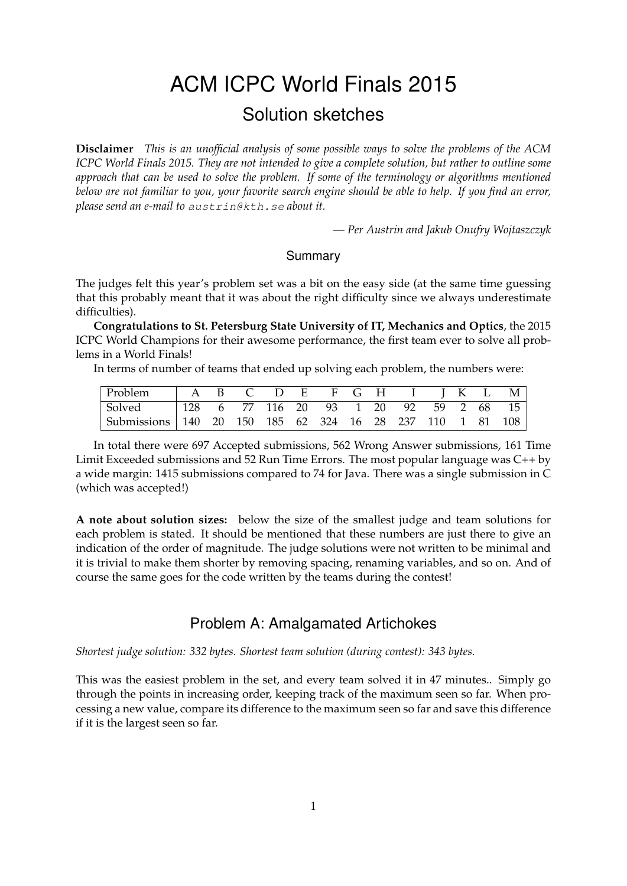# ACM ICPC World Finals 2015

## Solution sketches

**Disclaimer** *This is an unofficial analysis of some possible ways to solve the problems of the ACM ICPC World Finals 2015. They are not intended to give a complete solution, but rather to outline some approach that can be used to solve the problem. If some of the terminology or algorithms mentioned below are not familiar to you, your favorite search engine should be able to help. If you find an error, please send an e-mail to* `austrin@kth.se` *about it.*

*— Per Austrin and Jakub Onufry Wojtaszczyk*

### Summary

The judges felt this year's problem set was a bit on the easy side (at the same time guessing that this probably meant that it was about the right difficulty since we always underestimate difficulties).

**Congratulations to St. Petersburg State University of IT, Mechanics and Optics**, the 2015 ICPC World Champions for their awesome performance, the first team ever to solve all problems in a World Finals!

In terms of number of teams that ended up solving each problem, the numbers were:

| Problem | A | B | C | D | E | F | G | H | I | J | K | L | M |
|---|---|---|---|---|---|---|---|---|---|---|---|---|---|
| Solved | 128 | 6 | 77 | 116 | 20 | 93 | 1 | 20 | 92 | 59 | 2 | 68 | 15 |
| Submissions | 140 | 20 | 150 | 185 | 62 | 324 | 16 | 28 | 237 | 110 | 1 | 81 | 108 |

In total there were 697 Accepted submissions, 562 Wrong Answer submissions, 161 Time Limit Exceeded submissions and 52 Run Time Errors. The most popular language was C++ by a wide margin: 1415 submissions compared to 74 for Java. There was a single submission in C (which was accepted!)

**A note about solution sizes:** below the size of the smallest judge and team solutions for each problem is stated. It should be mentioned that these numbers are just there to give an indication of the order of magnitude. The judge solutions were not written to be minimal and it is trivial to make them shorter by removing spacing, renaming variables, and so on. And of course the same goes for the code written by the teams during the contest!

### Problem A: Amalgamated Artichokes

*Shortest judge solution: 332 bytes. Shortest team solution (during contest): 343 bytes.*

This was the easiest problem in the set, and every team solved it in 47 minutes.. Simply go through the points in increasing order, keeping track of the maximum seen so far. When processing a new value, compare its difference to the maximum seen so far and save this difference if it is the largest seen so far.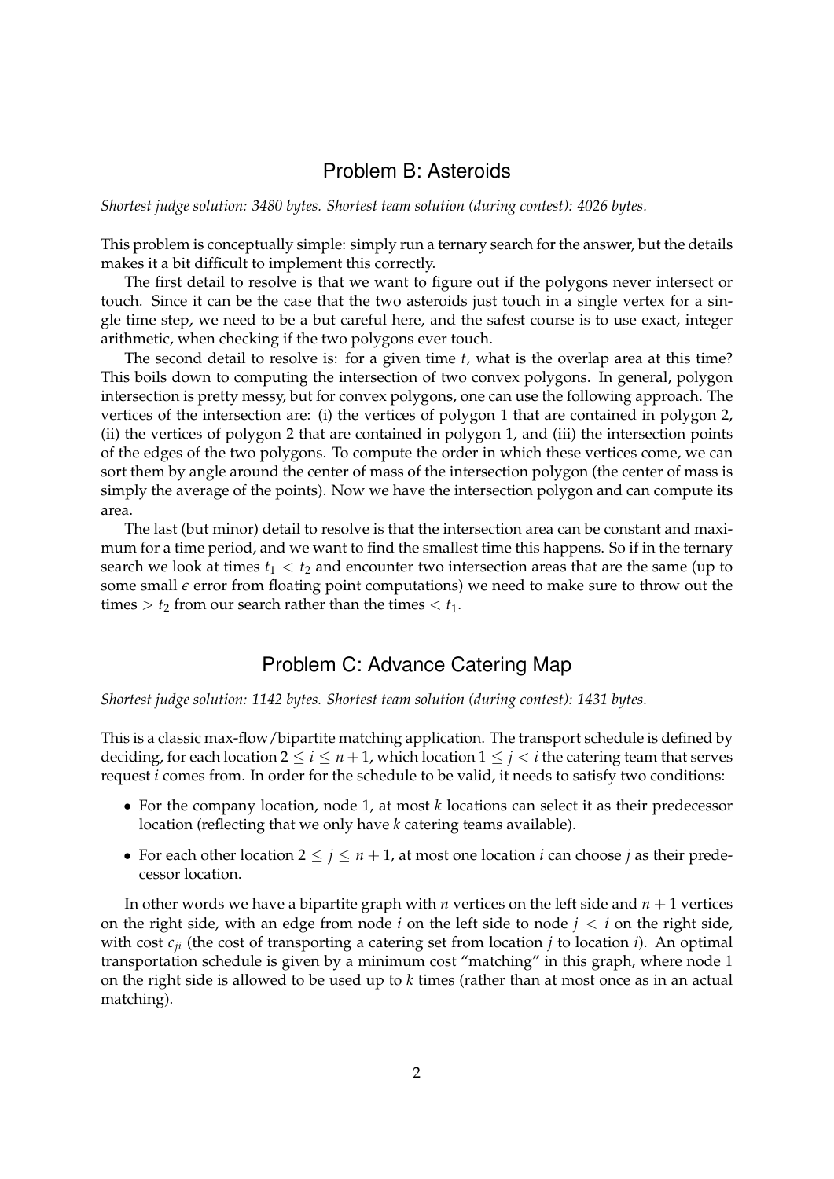## Problem B: Asteroids

*Shortest judge solution: 3480 bytes. Shortest team solution (during contest): 4026 bytes.*

This problem is conceptually simple: simply run a ternary search for the answer, but the details makes it a bit difficult to implement this correctly.

The first detail to resolve is that we want to figure out if the polygons never intersect or touch. Since it can be the case that the two asteroids just touch in a single vertex for a single time step, we need to be a but careful here, and the safest course is to use exact, integer arithmetic, when checking if the two polygons ever touch.

The second detail to resolve is: for a given time $t$, what is the overlap area at this time? This boils down to computing the intersection of two convex polygons. In general, polygon intersection is pretty messy, but for convex polygons, one can use the following approach. The vertices of the intersection are: (i) the vertices of polygon 1 that are contained in polygon 2, (ii) the vertices of polygon 2 that are contained in polygon 1, and (iii) the intersection points of the edges of the two polygons. To compute the order in which these vertices come, we can sort them by angle around the center of mass of the intersection polygon (the center of mass is simply the average of the points). Now we have the intersection polygon and can compute its area.

The last (but minor) detail to resolve is that the intersection area can be constant and maximum for a time period, and we want to find the smallest time this happens. So if in the ternary search we look at times $t_1 < t_2$ and encounter two intersection areas that are the same (up to some small $\epsilon$ error from floating point computations) we need to make sure to throw out the times $> t_2$ from our search rather than the times $< t_1$.

## Problem C: Advance Catering Map

*Shortest judge solution: 1142 bytes. Shortest team solution (during contest): 1431 bytes.*

This is a classic max-flow/bipartite matching application. The transport schedule is defined by deciding, for each location $2 \leq i \leq n+1$, which location $1 \leq j < i$ the catering team that serves request $i$ comes from. In order for the schedule to be valid, it needs to satisfy two conditions:

- For the company location, node 1, at most $k$ locations can select it as their predecessor location (reflecting that we only have $k$ catering teams available).
- For each other location $2 \leq j \leq n+1$, at most one location $i$ can choose $j$ as their predecessor location.

In other words we have a bipartite graph with $n$ vertices on the left side and $n+1$ vertices on the right side, with an edge from node $i$ on the left side to node $j < i$ on the right side, with cost $c_{ji}$ (the cost of transporting a catering set from location $j$ to location $i$). An optimal transportation schedule is given by a minimum cost "matching" in this graph, where node 1 on the right side is allowed to be used up to $k$ times (rather than at most once as in an actual matching).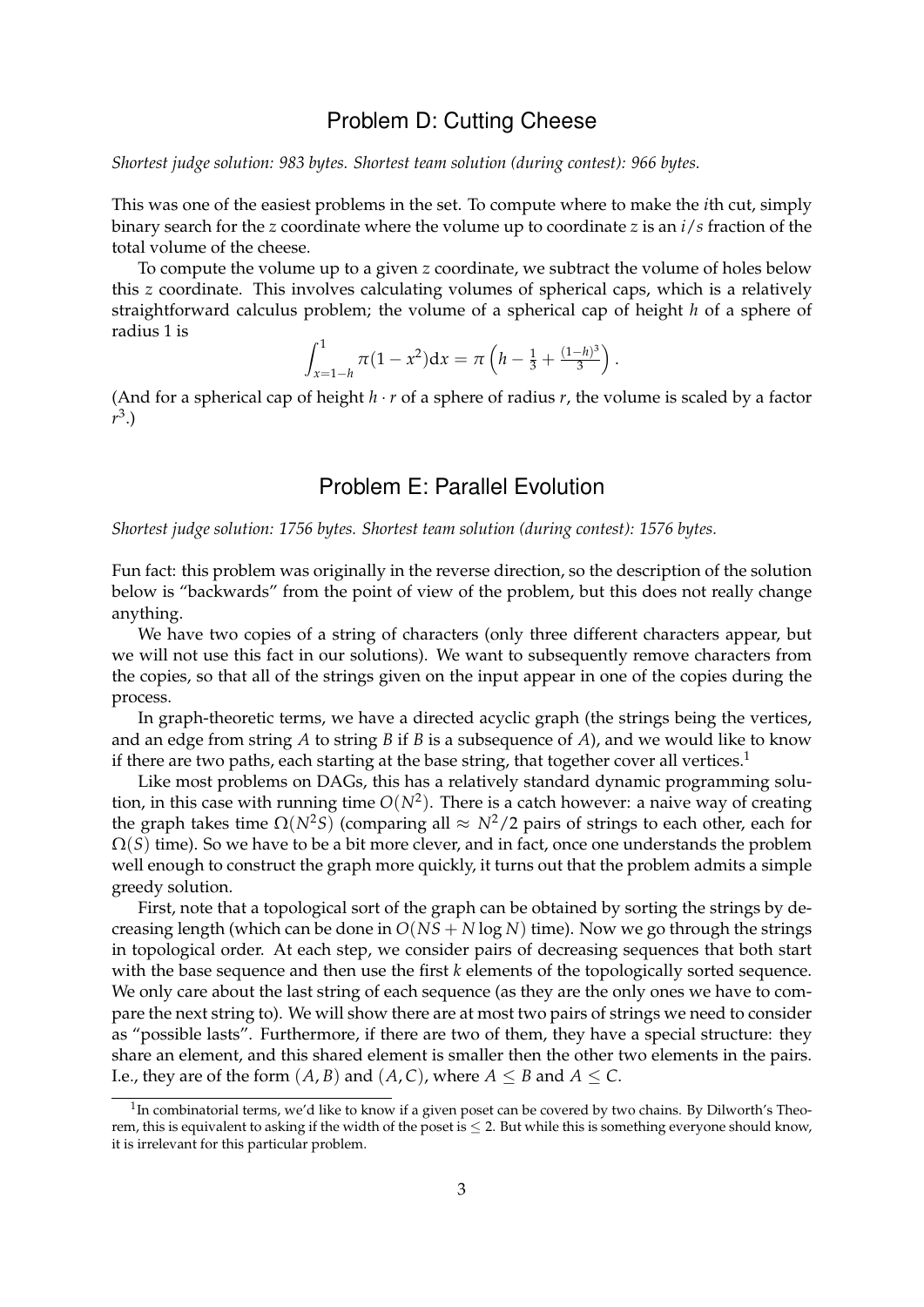## Problem D: Cutting Cheese

*Shortest judge solution: 983 bytes. Shortest team solution (during contest): 966 bytes.*

This was one of the easiest problems in the set. To compute where to make the $i$th cut, simply binary search for the $z$ coordinate where the volume up to coordinate $z$ is an $i/s$ fraction of the total volume of the cheese.

To compute the volume up to a given $z$ coordinate, we subtract the volume of holes below this $z$ coordinate. This involves calculating volumes of spherical caps, which is a relatively straightforward calculus problem; the volume of a spherical cap of height $h$ of a sphere of radius 1 is

$$\int_{x=1-h}^{1} \pi(1-x^2)\mathrm{d}x = \pi\left(h - \tfrac{1}{3} + \tfrac{(1-h)^3}{3}\right).$$

(And for a spherical cap of height $h \cdot r$ of a sphere of radius $r$, the volume is scaled by a factor $r^3$.)

## Problem E: Parallel Evolution

*Shortest judge solution: 1756 bytes. Shortest team solution (during contest): 1576 bytes.*

Fun fact: this problem was originally in the reverse direction, so the description of the solution below is "backwards" from the point of view of the problem, but this does not really change anything.

We have two copies of a string of characters (only three different characters appear, but we will not use this fact in our solutions). We want to subsequently remove characters from the copies, so that all of the strings given on the input appear in one of the copies during the process.

In graph-theoretic terms, we have a directed acyclic graph (the strings being the vertices, and an edge from string $A$ to string $B$ if $B$ is a subsequence of $A$), and we would like to know if there are two paths, each starting at the base string, that together cover all vertices.[1]

Like most problems on DAGs, this has a relatively standard dynamic programming solution, in this case with running time $O(N^2)$. There is a catch however: a naive way of creating the graph takes time $\Omega(N^2 S)$ (comparing all $\approx N^2/2$ pairs of strings to each other, each for $\Omega(S)$ time). So we have to be a bit more clever, and in fact, once one understands the problem well enough to construct the graph more quickly, it turns out that the problem admits a simple greedy solution.

First, note that a topological sort of the graph can be obtained by sorting the strings by decreasing length (which can be done in $O(NS + N \log N)$ time). Now we go through the strings in topological order. At each step, we consider pairs of decreasing sequences that both start with the base sequence and then use the first $k$ elements of the topologically sorted sequence. We only care about the last string of each sequence (as they are the only ones we have to compare the next string to). We will show there are at most two pairs of strings we need to consider as "possible lasts". Furthermore, if there are two of them, they have a special structure: they share an element, and this shared element is smaller then the other two elements in the pairs. I.e., they are of the form $(A, B)$ and $(A, C)$, where $A \leq B$ and $A \leq C$.

[1] In combinatorial terms, we'd like to know if a given poset can be covered by two chains. By Dilworth's Theorem, this is equivalent to asking if the width of the poset is $\leq 2$. But while this is something everyone should know, it is irrelevant for this particular problem.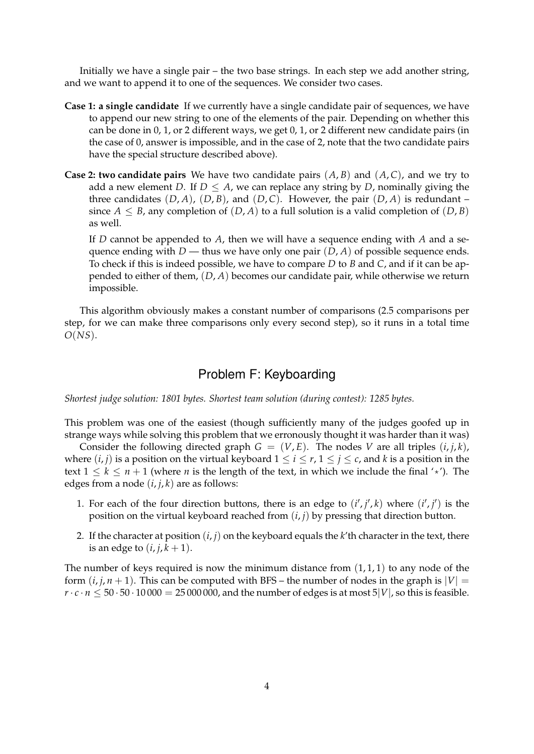Initially we have a single pair – the two base strings. In each step we add another string, and we want to append it to one of the sequences. We consider two cases.

**Case 1: a single candidate** If we currently have a single candidate pair of sequences, we have to append our new string to one of the elements of the pair. Depending on whether this can be done in 0, 1, or 2 different ways, we get 0, 1, or 2 different new candidate pairs (in the case of 0, answer is impossible, and in the case of 2, note that the two candidate pairs have the special structure described above).

**Case 2: two candidate pairs** We have two candidate pairs $(A, B)$ and $(A, C)$, and we try to add a new element $D$. If $D \leq A$, we can replace any string by $D$, nominally giving the three candidates $(D, A)$, $(D, B)$, and $(D, C)$. However, the pair $(D, A)$ is redundant – since $A \leq B$, any completion of $(D, A)$ to a full solution is a valid completion of $(D, B)$ as well.

If $D$ cannot be appended to $A$, then we will have a sequence ending with $A$ and a sequence ending with $D$ — thus we have only one pair $(D, A)$ of possible sequence ends. To check if this is indeed possible, we have to compare $D$ to $B$ and $C$, and if it can be appended to either of them, $(D, A)$ becomes our candidate pair, while otherwise we return impossible.

This algorithm obviously makes a constant number of comparisons (2.5 comparisons per step, for we can make three comparisons only every second step), so it runs in a total time $O(NS)$.

## Problem F: Keyboarding

*Shortest judge solution: 1801 bytes. Shortest team solution (during contest): 1285 bytes.*

This problem was one of the easiest (though sufficiently many of the judges goofed up in strange ways while solving this problem that we erronously thought it was harder than it was)

Consider the following directed graph $G = (V, E)$. The nodes $V$ are all triples $(i, j, k)$, where $(i, j)$ is a position on the virtual keyboard $1 \leq i \leq r$, $1 \leq j \leq c$, and $k$ is a position in the text $1 \leq k \leq n + 1$ (where $n$ is the length of the text, in which we include the final '*'). The edges from a node $(i, j, k)$ are as follows:

1. For each of the four direction buttons, there is an edge to $(i', j', k)$ where $(i', j')$ is the position on the virtual keyboard reached from $(i, j)$ by pressing that direction button.
2. If the character at position $(i, j)$ on the keyboard equals the $k$'th character in the text, there is an edge to $(i, j, k + 1)$.

The number of keys required is now the minimum distance from $(1, 1, 1)$ to any node of the form $(i, j, n + 1)$. This can be computed with BFS – the number of nodes in the graph is $|V| = r \cdot c \cdot n \leq 50 \cdot 50 \cdot 10\,000 = 25\,000\,000$, and the number of edges is at most $5|V|$, so this is feasible.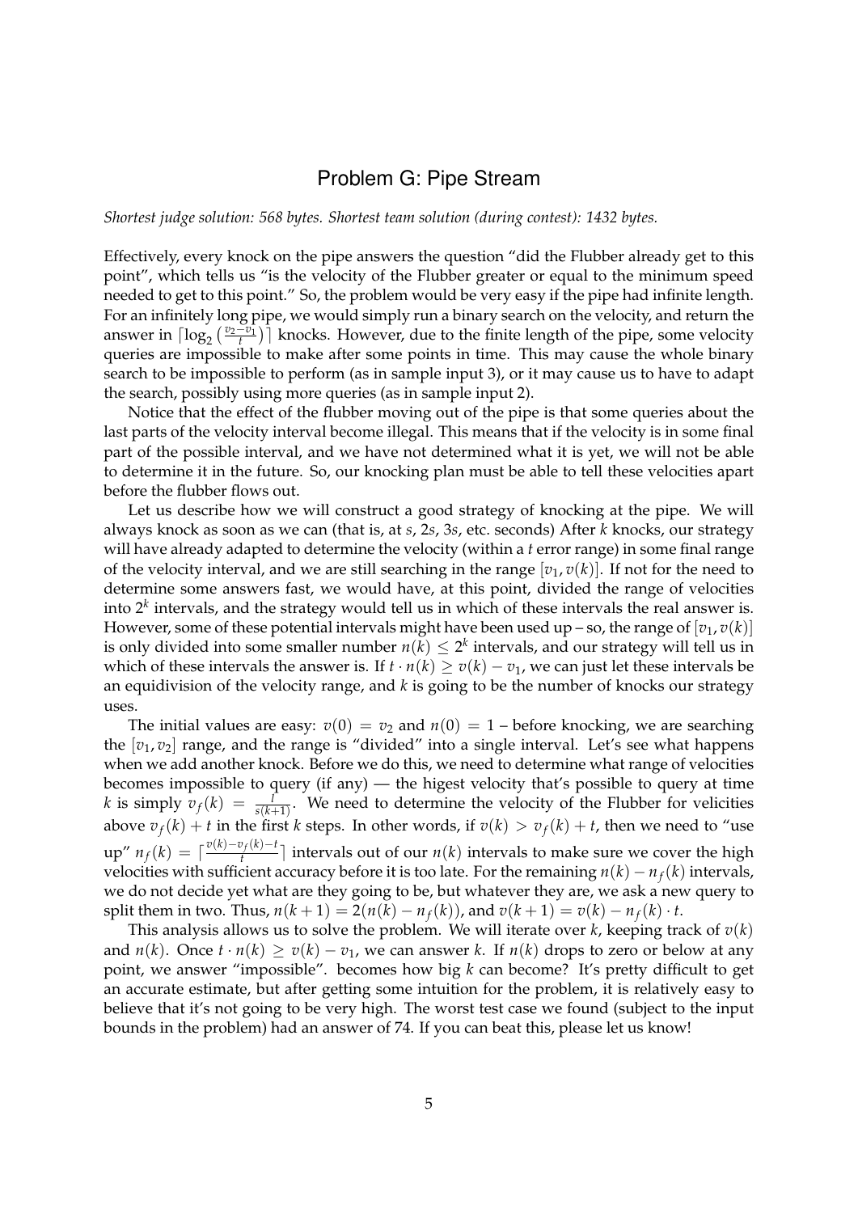# Problem G: Pipe Stream

*Shortest judge solution: 568 bytes. Shortest team solution (during contest): 1432 bytes.*

Effectively, every knock on the pipe answers the question "did the Flubber already get to this point", which tells us "is the velocity of the Flubber greater or equal to the minimum speed needed to get to this point." So, the problem would be very easy if the pipe had infinite length. For an infinitely long pipe, we would simply run a binary search on the velocity, and return the answer in $\lceil \log_2 \left(\frac{v_2 - v_1}{t}\right) \rceil$ knocks. However, due to the finite length of the pipe, some velocity queries are impossible to make after some points in time. This may cause the whole binary search to be impossible to perform (as in sample input 3), or it may cause us to have to adapt the search, possibly using more queries (as in sample input 2).

Notice that the effect of the flubber moving out of the pipe is that some queries about the last parts of the velocity interval become illegal. This means that if the velocity is in some final part of the possible interval, and we have not determined what it is yet, we will not be able to determine it in the future. So, our knocking plan must be able to tell these velocities apart before the flubber flows out.

Let us describe how we will construct a good strategy of knocking at the pipe. We will always knock as soon as we can (that is, at $s$, $2s$, $3s$, etc. seconds) After $k$ knocks, our strategy will have already adapted to determine the velocity (within a $t$ error range) in some final range of the velocity interval, and we are still searching in the range $[v_1, v(k)]$. If not for the need to determine some answers fast, we would have, at this point, divided the range of velocities into $2^k$ intervals, and the strategy would tell us in which of these intervals the real answer is. However, some of these potential intervals might have been used up – so, the range of $[v_1, v(k)]$ is only divided into some smaller number $n(k) \leq 2^k$ intervals, and our strategy will tell us in which of these intervals the answer is. If $t \cdot n(k) \geq v(k) - v_1$, we can just let these intervals be an equidivision of the velocity range, and $k$ is going to be the number of knocks our strategy uses.

The initial values are easy: $v(0) = v_2$ and $n(0) = 1$ – before knocking, we are searching the $[v_1, v_2]$ range, and the range is "divided" into a single interval. Let's see what happens when we add another knock. Before we do this, we need to determine what range of velocities becomes impossible to query (if any) — the higest velocity that's possible to query at time $k$ is simply $v_f(k) = \frac{l}{s(k+1)}$. We need to determine the velocity of the Flubber for velicities above $v_f(k) + t$ in the first $k$ steps. In other words, if $v(k) > v_f(k) + t$, then we need to "use up" $n_f(k) = \lceil \frac{v(k) - v_f(k) - t}{t} \rceil$ intervals out of our $n(k)$ intervals to make sure we cover the high velocities with sufficient accuracy before it is too late. For the remaining $n(k) - n_f(k)$ intervals, we do not decide yet what are they going to be, but whatever they are, we ask a new query to split them in two. Thus, $n(k+1) = 2(n(k) - n_f(k))$, and $v(k+1) = v(k) - n_f(k) \cdot t$.

This analysis allows us to solve the problem. We will iterate over $k$, keeping track of $v(k)$ and $n(k)$. Once $t \cdot n(k) \geq v(k) - v_1$, we can answer $k$. If $n(k)$ drops to zero or below at any point, we answer "impossible". becomes how big $k$ can become? It's pretty difficult to get an accurate estimate, but after getting some intuition for the problem, it is relatively easy to believe that it's not going to be very high. The worst test case we found (subject to the input bounds in the problem) had an answer of 74. If you can beat this, please let us know!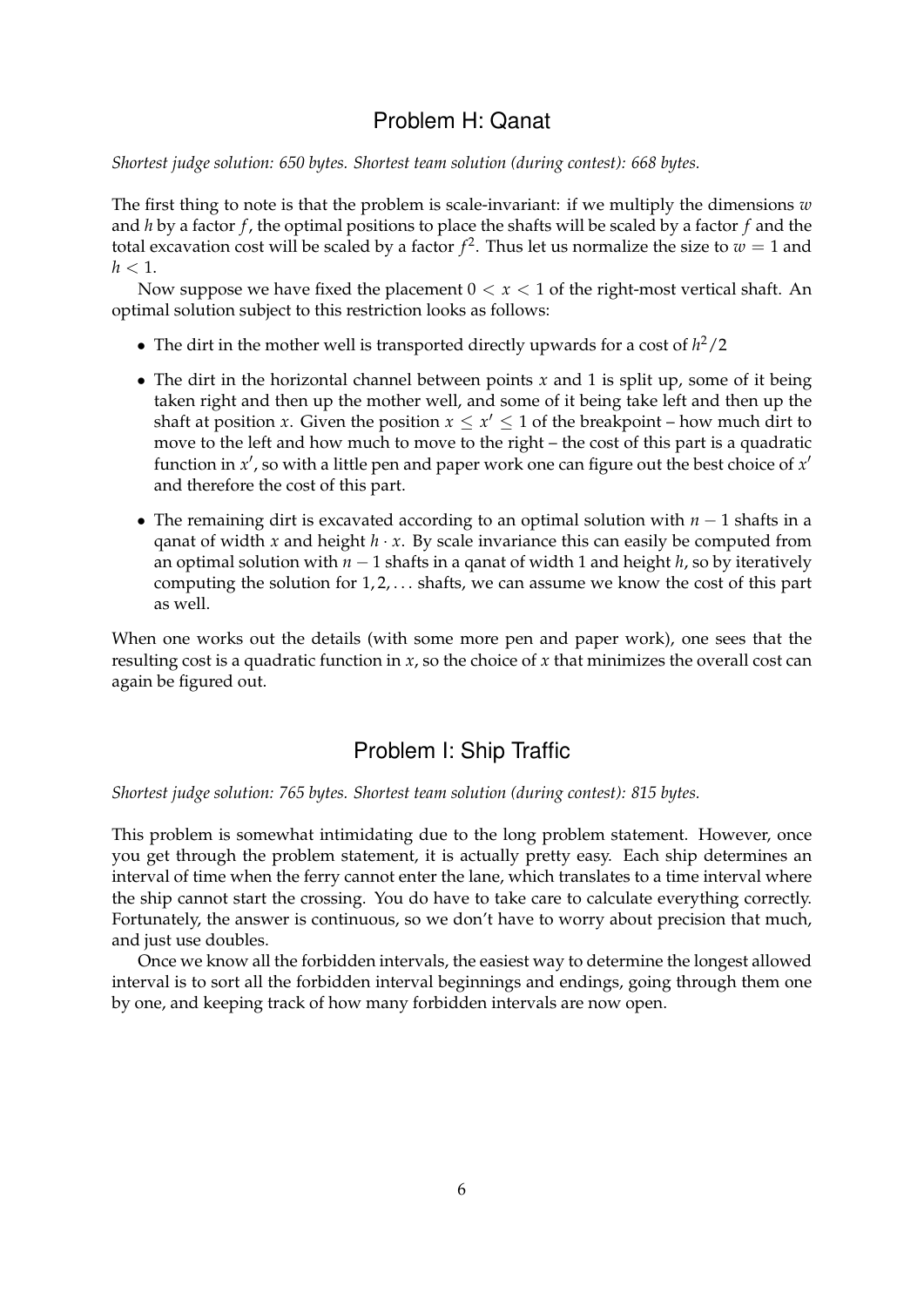## Problem H: Qanat

*Shortest judge solution: 650 bytes. Shortest team solution (during contest): 668 bytes.*

The first thing to note is that the problem is scale-invariant: if we multiply the dimensions $w$ and $h$ by a factor $f$, the optimal positions to place the shafts will be scaled by a factor $f$ and the total excavation cost will be scaled by a factor $f^2$. Thus let us normalize the size to $w = 1$ and $h < 1$.

Now suppose we have fixed the placement $0 < x < 1$ of the right-most vertical shaft. An optimal solution subject to this restriction looks as follows:

- The dirt in the mother well is transported directly upwards for a cost of $h^2/2$
- The dirt in the horizontal channel between points $x$ and 1 is split up, some of it being taken right and then up the mother well, and some of it being take left and then up the shaft at position $x$. Given the position $x \leq x' \leq 1$ of the breakpoint – how much dirt to move to the left and how much to move to the right – the cost of this part is a quadratic function in $x'$, so with a little pen and paper work one can figure out the best choice of $x'$ and therefore the cost of this part.
- The remaining dirt is excavated according to an optimal solution with $n - 1$ shafts in a qanat of width $x$ and height $h \cdot x$. By scale invariance this can easily be computed from an optimal solution with $n - 1$ shafts in a qanat of width 1 and height $h$, so by iteratively computing the solution for $1, 2, \ldots$ shafts, we can assume we know the cost of this part as well.

When one works out the details (with some more pen and paper work), one sees that the resulting cost is a quadratic function in $x$, so the choice of $x$ that minimizes the overall cost can again be figured out.

## Problem I: Ship Traffic

*Shortest judge solution: 765 bytes. Shortest team solution (during contest): 815 bytes.*

This problem is somewhat intimidating due to the long problem statement. However, once you get through the problem statement, it is actually pretty easy. Each ship determines an interval of time when the ferry cannot enter the lane, which translates to a time interval where the ship cannot start the crossing. You do have to take care to calculate everything correctly. Fortunately, the answer is continuous, so we don't have to worry about precision that much, and just use doubles.

Once we know all the forbidden intervals, the easiest way to determine the longest allowed interval is to sort all the forbidden interval beginnings and endings, going through them one by one, and keeping track of how many forbidden intervals are now open.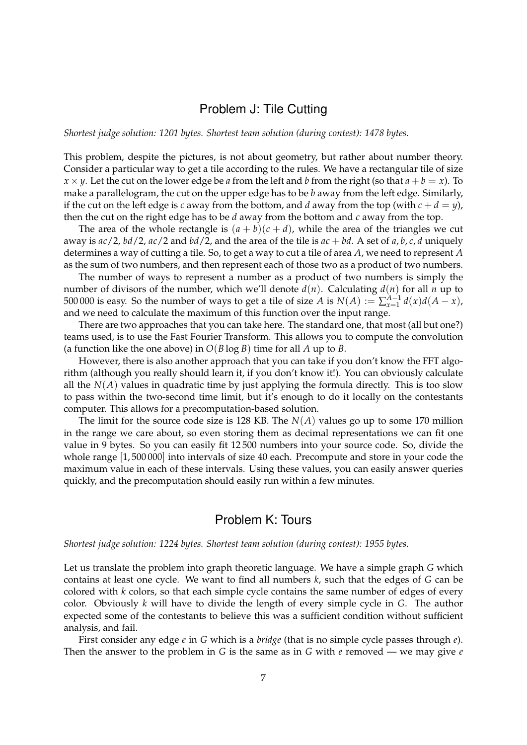## Problem J: Tile Cutting

*Shortest judge solution: 1201 bytes. Shortest team solution (during contest): 1478 bytes.*

This problem, despite the pictures, is not about geometry, but rather about number theory. Consider a particular way to get a tile according to the rules. We have a rectangular tile of size $x \times y$. Let the cut on the lower edge be $a$ from the left and $b$ from the right (so that $a + b = x$). To make a parallelogram, the cut on the upper edge has to be $b$ away from the left edge. Similarly, if the cut on the left edge is $c$ away from the bottom, and $d$ away from the top (with $c + d = y$), then the cut on the right edge has to be $d$ away from the bottom and $c$ away from the top.

The area of the whole rectangle is $(a + b)(c + d)$, while the area of the triangles we cut away is $ac/2$, $bd/2$, $ac/2$ and $bd/2$, and the area of the tile is $ac + bd$. A set of $a, b, c, d$ uniquely determines a way of cutting a tile. So, to get a way to cut a tile of area $A$, we need to represent $A$ as the sum of two numbers, and then represent each of those two as a product of two numbers.

The number of ways to represent a number as a product of two numbers is simply the number of divisors of the number, which we'll denote $d(n)$. Calculating $d(n)$ for all $n$ up to 500 000 is easy. So the number of ways to get a tile of size $A$ is $N(A) := \sum_{x=1}^{A-1} d(x)d(A - x)$, and we need to calculate the maximum of this function over the input range.

There are two approaches that you can take here. The standard one, that most (all but one?) teams used, is to use the Fast Fourier Transform. This allows you to compute the convolution (a function like the one above) in $O(B \log B)$ time for all $A$ up to $B$.

However, there is also another approach that you can take if you don't know the FFT algorithm (although you really should learn it, if you don't know it!). You can obviously calculate all the $N(A)$ values in quadratic time by just applying the formula directly. This is too slow to pass within the two-second time limit, but it's enough to do it locally on the contestants computer. This allows for a precomputation-based solution.

The limit for the source code size is 128 KB. The $N(A)$ values go up to some 170 million in the range we care about, so even storing them as decimal representations we can fit one value in 9 bytes. So you can easily fit 12 500 numbers into your source code. So, divide the whole range $[1, 500\,000]$ into intervals of size 40 each. Precompute and store in your code the maximum value in each of these intervals. Using these values, you can easily answer queries quickly, and the precomputation should easily run within a few minutes.

## Problem K: Tours

*Shortest judge solution: 1224 bytes. Shortest team solution (during contest): 1955 bytes.*

Let us translate the problem into graph theoretic language. We have a simple graph $G$ which contains at least one cycle. We want to find all numbers $k$, such that the edges of $G$ can be colored with $k$ colors, so that each simple cycle contains the same number of edges of every color. Obviously $k$ will have to divide the length of every simple cycle in $G$. The author expected some of the contestants to believe this was a sufficient condition without sufficient analysis, and fail.

First consider any edge $e$ in $G$ which is a *bridge* (that is no simple cycle passes through $e$). Then the answer to the problem in $G$ is the same as in $G$ with $e$ removed — we may give $e$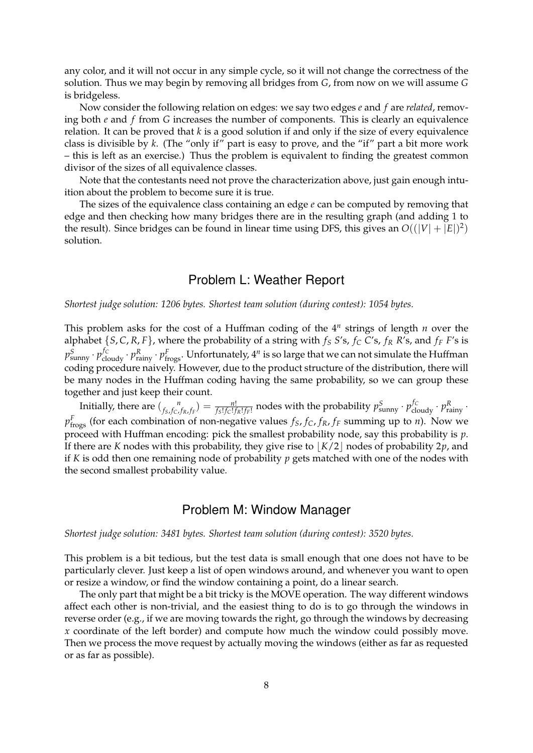any color, and it will not occur in any simple cycle, so it will not change the correctness of the solution. Thus we may begin by removing all bridges from $G$, from now on we will assume $G$ is bridgeless.

Now consider the following relation on edges: we say two edges $e$ and $f$ are *related*, removing both $e$ and $f$ from $G$ increases the number of components. This is clearly an equivalence relation. It can be proved that $k$ is a good solution if and only if the size of every equivalence class is divisible by $k$. (The "only if" part is easy to prove, and the "if" part a bit more work – this is left as an exercise.) Thus the problem is equivalent to finding the greatest common divisor of the sizes of all equivalence classes.

Note that the contestants need not prove the characterization above, just gain enough intuition about the problem to become sure it is true.

The sizes of the equivalence class containing an edge $e$ can be computed by removing that edge and then checking how many bridges there are in the resulting graph (and adding 1 to the result). Since bridges can be found in linear time using DFS, this gives an $O((|V| + |E|)^2)$ solution.

## Problem L: Weather Report

*Shortest judge solution: 1206 bytes. Shortest team solution (during contest): 1054 bytes.*

This problem asks for the cost of a Huffman coding of the $4^n$ strings of length $n$ over the alphabet $\{S, C, R, F\}$, where the probability of a string with $f_S$ $S$'s, $f_C$ $C$'s, $f_R$ $R$'s, and $f_F$ $F$'s is $p_{\text{sunny}}^S \cdot p_{\text{cloudy}}^{f_C} \cdot p_{\text{rainy}}^R \cdot p_{\text{frogs}}^F$. Unfortunately, $4^n$ is so large that we can not simulate the Huffman coding procedure naively. However, due to the product structure of the distribution, there will be many nodes in the Huffman coding having the same probability, so we can group these together and just keep their count.

Initially, there are $\binom{n}{f_S, f_C, f_R, f_F} = \frac{n!}{f_S! f_C! f_R! f_F!}$ nodes with the probability $p_{\text{sunny}}^S \cdot p_{\text{cloudy}}^{f_C} \cdot p_{\text{rainy}}^R \cdot p_{\text{frogs}}^F$ (for each combination of non-negative values $f_S, f_C, f_R, f_F$ summing up to $n$). Now we proceed with Huffman encoding: pick the smallest probability node, say this probability is $p$. If there are $K$ nodes with this probability, they give rise to $\lfloor K/2 \rfloor$ nodes of probability $2p$, and if $K$ is odd then one remaining node of probability $p$ gets matched with one of the nodes with the second smallest probability value.

## Problem M: Window Manager

*Shortest judge solution: 3481 bytes. Shortest team solution (during contest): 3520 bytes.*

This problem is a bit tedious, but the test data is small enough that one does not have to be particularly clever. Just keep a list of open windows around, and whenever you want to open or resize a window, or find the window containing a point, do a linear search.

The only part that might be a bit tricky is the MOVE operation. The way different windows affect each other is non-trivial, and the easiest thing to do is to go through the windows in reverse order (e.g., if we are moving towards the right, go through the windows by decreasing $x$ coordinate of the left border) and compute how much the window could possibly move. Then we process the move request by actually moving the windows (either as far as requested or as far as possible).